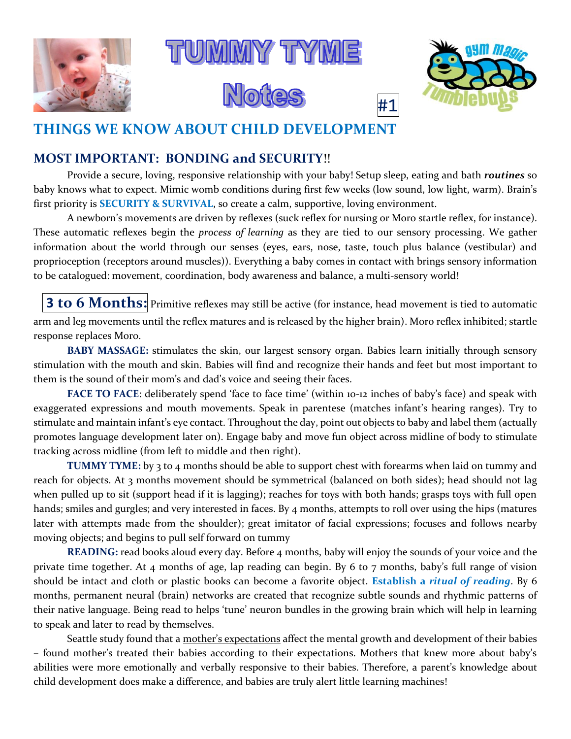# TUMMY TYME Notes

#1

## THINGS WE KNOW ABOUT CHILD DEVELOPMENT

### MOST IMPORTANT: BONDING and SECURITY!!

Provide a secure, loving, responsive relationship with your baby! Setup sleep, eating and bath ***routines*** so baby knows what to expect. Mimic womb conditions during first few weeks (low sound, low light, warm). Brain's first priority is **SECURITY & SURVIVAL**, so create a calm, supportive, loving environment.

A newborn's movements are driven by reflexes (suck reflex for nursing or Moro startle reflex, for instance). These automatic reflexes begin the *process of learning* as they are tied to our sensory processing. We gather information about the world through our senses (eyes, ears, nose, taste, touch plus balance (vestibular) and proprioception (receptors around muscles)). Everything a baby comes in contact with brings sensory information to be catalogued: movement, coordination, body awareness and balance, a multi-sensory world!

**3 to 6 Months:** Primitive reflexes may still be active (for instance, head movement is tied to automatic arm and leg movements until the reflex matures and is released by the higher brain). Moro reflex inhibited; startle response replaces Moro.

**BABY MASSAGE:** stimulates the skin, our largest sensory organ. Babies learn initially through sensory stimulation with the mouth and skin. Babies will find and recognize their hands and feet but most important to them is the sound of their mom's and dad's voice and seeing their faces.

**FACE TO FACE**: deliberately spend 'face to face time' (within 10-12 inches of baby's face) and speak with exaggerated expressions and mouth movements. Speak in parentese (matches infant's hearing ranges). Try to stimulate and maintain infant's eye contact. Throughout the day, point out objects to baby and label them (actually promotes language development later on). Engage baby and move fun object across midline of body to stimulate tracking across midline (from left to middle and then right).

**TUMMY TYME:** by 3 to 4 months should be able to support chest with forearms when laid on tummy and reach for objects. At 3 months movement should be symmetrical (balanced on both sides); head should not lag when pulled up to sit (support head if it is lagging); reaches for toys with both hands; grasps toys with full open hands; smiles and gurgles; and very interested in faces. By 4 months, attempts to roll over using the hips (matures later with attempts made from the shoulder); great imitator of facial expressions; focuses and follows nearby moving objects; and begins to pull self forward on tummy

**READING:** read books aloud every day. Before 4 months, baby will enjoy the sounds of your voice and the private time together. At 4 months of age, lap reading can begin. By 6 to 7 months, baby's full range of vision should be intact and cloth or plastic books can become a favorite object. **Establish a *ritual of reading***. By 6 months, permanent neural (brain) networks are created that recognize subtle sounds and rhythmic patterns of their native language. Being read to helps 'tune' neuron bundles in the growing brain which will help in learning to speak and later to read by themselves.

Seattle study found that a mother's expectations affect the mental growth and development of their babies – found mother's treated their babies according to their expectations. Mothers that knew more about baby's abilities were more emotionally and verbally responsive to their babies. Therefore, a parent's knowledge about child development does make a difference, and babies are truly alert little learning machines!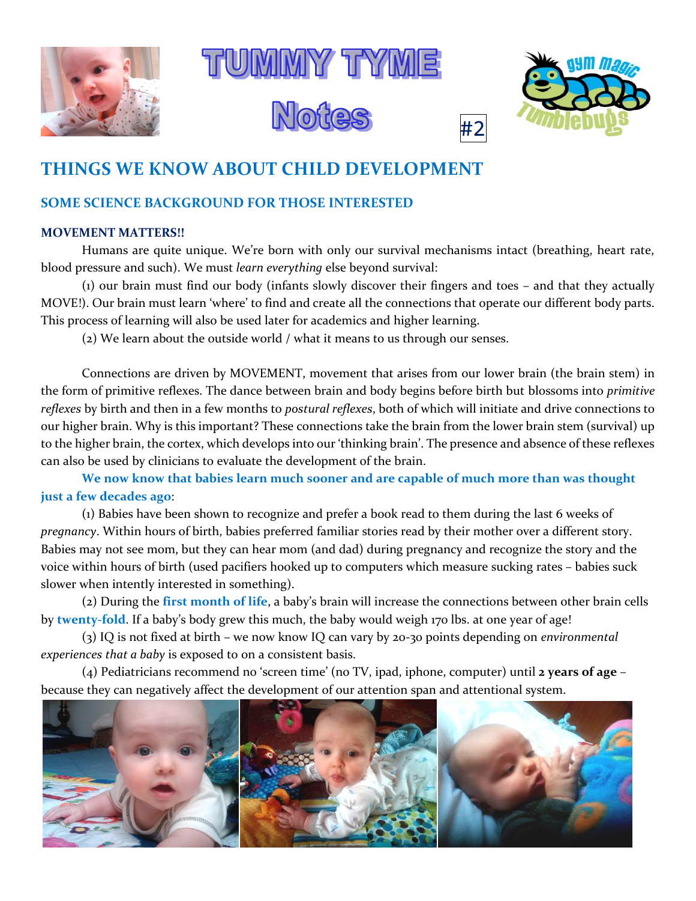# TUMMY TYME Notes

#2

## THINGS WE KNOW ABOUT CHILD DEVELOPMENT

### SOME SCIENCE BACKGROUND FOR THOSE INTERESTED

#### MOVEMENT MATTERS!!

Humans are quite unique. We're born with only our survival mechanisms intact (breathing, heart rate, blood pressure and such). We must *learn everything* else beyond survival:

(1) our brain must find our body (infants slowly discover their fingers and toes – and that they actually MOVE!). Our brain must learn 'where' to find and create all the connections that operate our different body parts. This process of learning will also be used later for academics and higher learning.

(2) We learn about the outside world / what it means to us through our senses.

Connections are driven by MOVEMENT, movement that arises from our lower brain (the brain stem) in the form of primitive reflexes. The dance between brain and body begins before birth but blossoms into *primitive reflexes* by birth and then in a few months to *postural reflexes*, both of which will initiate and drive connections to our higher brain. Why is this important? These connections take the brain from the lower brain stem (survival) up to the higher brain, the cortex, which develops into our 'thinking brain'. The presence and absence of these reflexes can also be used by clinicians to evaluate the development of the brain.

**We now know that babies learn much sooner and are capable of much more than was thought just a few decades ago**:

(1) Babies have been shown to recognize and prefer a book read to them during the last 6 weeks of *pregnancy*. Within hours of birth, babies preferred familiar stories read by their mother over a different story. Babies may not see mom, but they can hear mom (and dad) during pregnancy and recognize the story and the voice within hours of birth (used pacifiers hooked up to computers which measure sucking rates – babies suck slower when intently interested in something).

(2) During the **first month of life**, a baby's brain will increase the connections between other brain cells by **twenty-fold**. If a baby's body grew this much, the baby would weigh 170 lbs. at one year of age!

(3) IQ is not fixed at birth – we now know IQ can vary by 20-30 points depending on *environmental experiences that a baby* is exposed to on a consistent basis.

(4) Pediatricians recommend no 'screen time' (no TV, ipad, iphone, computer) until **2 years of age** – because they can negatively affect the development of our attention span and attentional system.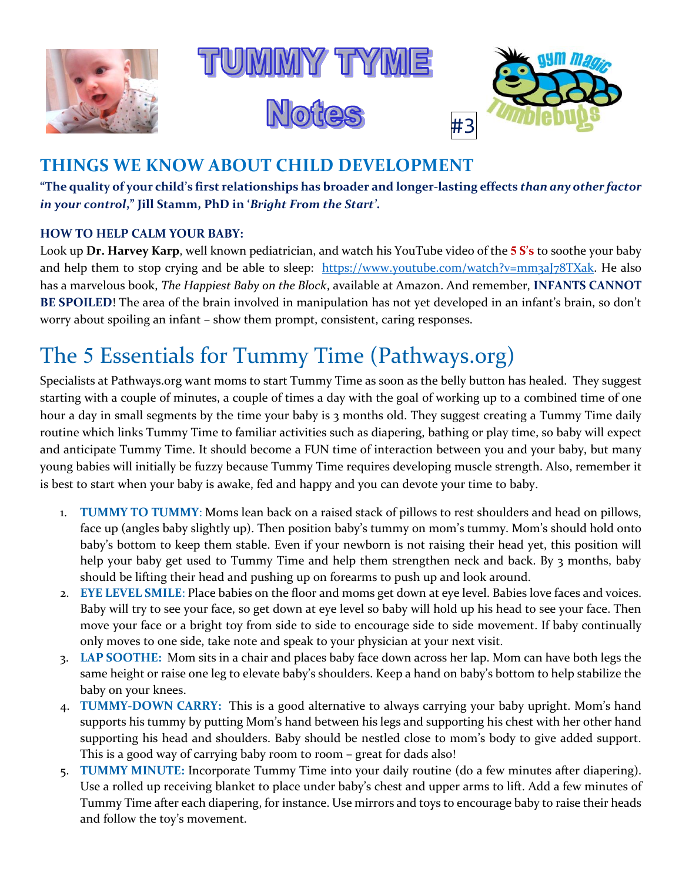# TUMMY TYME Notes

#3

## THINGS WE KNOW ABOUT CHILD DEVELOPMENT

**"The quality of your child's first relationships has broader and longer-lasting effects *than any other factor in your control*," Jill Stamm, PhD in '*Bright From the Start*'.**

### HOW TO HELP CALM YOUR BABY:

Look up **Dr. Harvey Karp**, well known pediatrician, and watch his YouTube video of the **5 S's** to soothe your baby and help them to stop crying and be able to sleep: https://www.youtube.com/watch?v=mm3aJ78TXak. He also has a marvelous book, *The Happiest Baby on the Block*, available at Amazon. And remember, **INFANTS CANNOT BE SPOILED**! The area of the brain involved in manipulation has not yet developed in an infant's brain, so don't worry about spoiling an infant – show them prompt, consistent, caring responses.

# The 5 Essentials for Tummy Time (Pathways.org)

Specialists at Pathways.org want moms to start Tummy Time as soon as the belly button has healed. They suggest starting with a couple of minutes, a couple of times a day with the goal of working up to a combined time of one hour a day in small segments by the time your baby is 3 months old. They suggest creating a Tummy Time daily routine which links Tummy Time to familiar activities such as diapering, bathing or play time, so baby will expect and anticipate Tummy Time. It should become a FUN time of interaction between you and your baby, but many young babies will initially be fuzzy because Tummy Time requires developing muscle strength. Also, remember it is best to start when your baby is awake, fed and happy and you can devote your time to baby.

1. **TUMMY TO TUMMY**: Moms lean back on a raised stack of pillows to rest shoulders and head on pillows, face up (angles baby slightly up). Then position baby's tummy on mom's tummy. Mom's should hold onto baby's bottom to keep them stable. Even if your newborn is not raising their head yet, this position will help your baby get used to Tummy Time and help them strengthen neck and back. By 3 months, baby should be lifting their head and pushing up on forearms to push up and look around.
2. **EYE LEVEL SMILE**: Place babies on the floor and moms get down at eye level. Babies love faces and voices. Baby will try to see your face, so get down at eye level so baby will hold up his head to see your face. Then move your face or a bright toy from side to side to encourage side to side movement. If baby continually only moves to one side, take note and speak to your physician at your next visit.
3. **LAP SOOTHE:** Mom sits in a chair and places baby face down across her lap. Mom can have both legs the same height or raise one leg to elevate baby's shoulders. Keep a hand on baby's bottom to help stabilize the baby on your knees.
4. **TUMMY-DOWN CARRY:** This is a good alternative to always carrying your baby upright. Mom's hand supports his tummy by putting Mom's hand between his legs and supporting his chest with her other hand supporting his head and shoulders. Baby should be nestled close to mom's body to give added support. This is a good way of carrying baby room to room – great for dads also!
5. **TUMMY MINUTE:** Incorporate Tummy Time into your daily routine (do a few minutes after diapering). Use a rolled up receiving blanket to place under baby's chest and upper arms to lift. Add a few minutes of Tummy Time after each diapering, for instance. Use mirrors and toys to encourage baby to raise their heads and follow the toy's movement.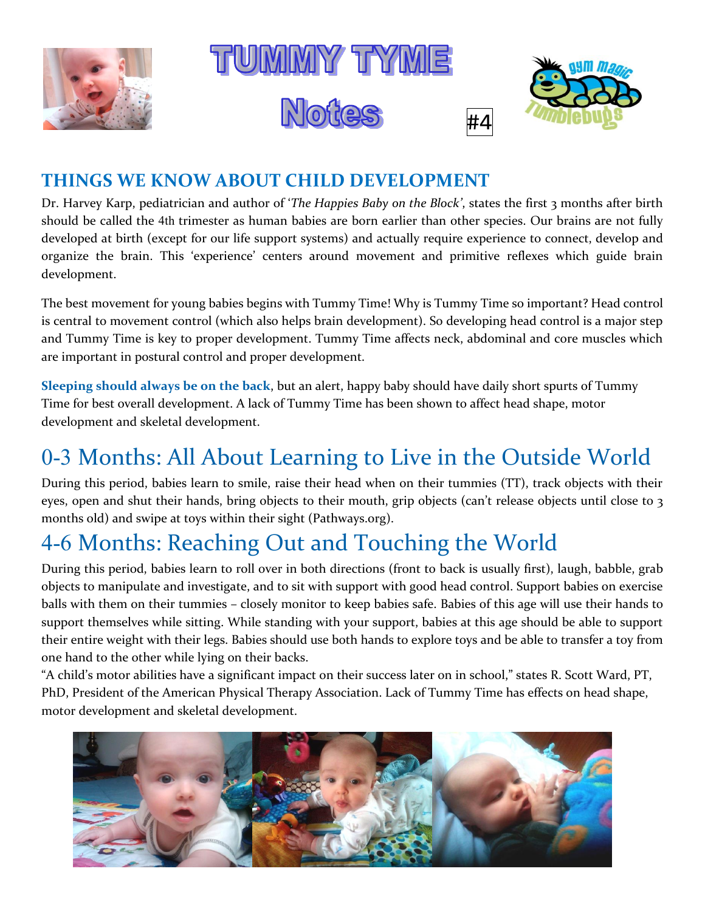# TUMMY TYME Notes

#4

## THINGS WE KNOW ABOUT CHILD DEVELOPMENT

Dr. Harvey Karp, pediatrician and author of '*The Happies Baby on the Block'*, states the first 3 months after birth should be called the 4th trimester as human babies are born earlier than other species. Our brains are not fully developed at birth (except for our life support systems) and actually require experience to connect, develop and organize the brain. This 'experience' centers around movement and primitive reflexes which guide brain development.

The best movement for young babies begins with Tummy Time! Why is Tummy Time so important? Head control is central to movement control (which also helps brain development). So developing head control is a major step and Tummy Time is key to proper development. Tummy Time affects neck, abdominal and core muscles which are important in postural control and proper development.

**Sleeping should always be on the back**, but an alert, happy baby should have daily short spurts of Tummy Time for best overall development. A lack of Tummy Time has been shown to affect head shape, motor development and skeletal development.

# 0-3 Months: All About Learning to Live in the Outside World

During this period, babies learn to smile, raise their head when on their tummies (TT), track objects with their eyes, open and shut their hands, bring objects to their mouth, grip objects (can't release objects until close to 3 months old) and swipe at toys within their sight (Pathways.org).

# 4-6 Months: Reaching Out and Touching the World

During this period, babies learn to roll over in both directions (front to back is usually first), laugh, babble, grab objects to manipulate and investigate, and to sit with support with good head control. Support babies on exercise balls with them on their tummies – closely monitor to keep babies safe. Babies of this age will use their hands to support themselves while sitting. While standing with your support, babies at this age should be able to support their entire weight with their legs. Babies should use both hands to explore toys and be able to transfer a toy from one hand to the other while lying on their backs.

"A child's motor abilities have a significant impact on their success later on in school," states R. Scott Ward, PT, PhD, President of the American Physical Therapy Association. Lack of Tummy Time has effects on head shape, motor development and skeletal development.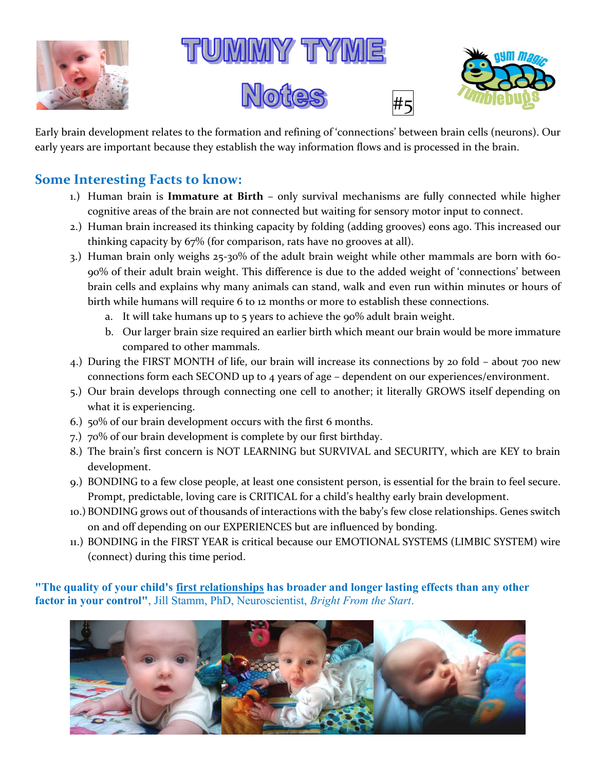# TUMMY TYME Notes

#5

Early brain development relates to the formation and refining of 'connections' between brain cells (neurons). Our early years are important because they establish the way information flows and is processed in the brain.

## Some Interesting Facts to know:

1.) Human brain is **Immature at Birth** – only survival mechanisms are fully connected while higher cognitive areas of the brain are not connected but waiting for sensory motor input to connect.

2.) Human brain increased its thinking capacity by folding (adding grooves) eons ago. This increased our thinking capacity by 67% (for comparison, rats have no grooves at all).

3.) Human brain only weighs 25-30% of the adult brain weight while other mammals are born with 60-90% of their adult brain weight. This difference is due to the added weight of 'connections' between brain cells and explains why many animals can stand, walk and even run within minutes or hours of birth while humans will require 6 to 12 months or more to establish these connections.
   a. It will take humans up to 5 years to achieve the 90% adult brain weight.
   b. Our larger brain size required an earlier birth which meant our brain would be more immature compared to other mammals.

4.) During the FIRST MONTH of life, our brain will increase its connections by 20 fold – about 700 new connections form each SECOND up to 4 years of age – dependent on our experiences/environment.

5.) Our brain develops through connecting one cell to another; it literally GROWS itself depending on what it is experiencing.

6.) 50% of our brain development occurs with the first 6 months.

7.) 70% of our brain development is complete by our first birthday.

8.) The brain's first concern is NOT LEARNING but SURVIVAL and SECURITY, which are KEY to brain development.

9.) BONDING to a few close people, at least one consistent person, is essential for the brain to feel secure. Prompt, predictable, loving care is CRITICAL for a child's healthy early brain development.

10.) BONDING grows out of thousands of interactions with the baby's few close relationships. Genes switch on and off depending on our EXPERIENCES but are influenced by bonding.

11.) BONDING in the FIRST YEAR is critical because our EMOTIONAL SYSTEMS (LIMBIC SYSTEM) wire (connect) during this time period.

**"The quality of your child's first relationships has broader and longer lasting effects than any other factor in your control"**, Jill Stamm, PhD, Neuroscientist, *Bright From the Start*.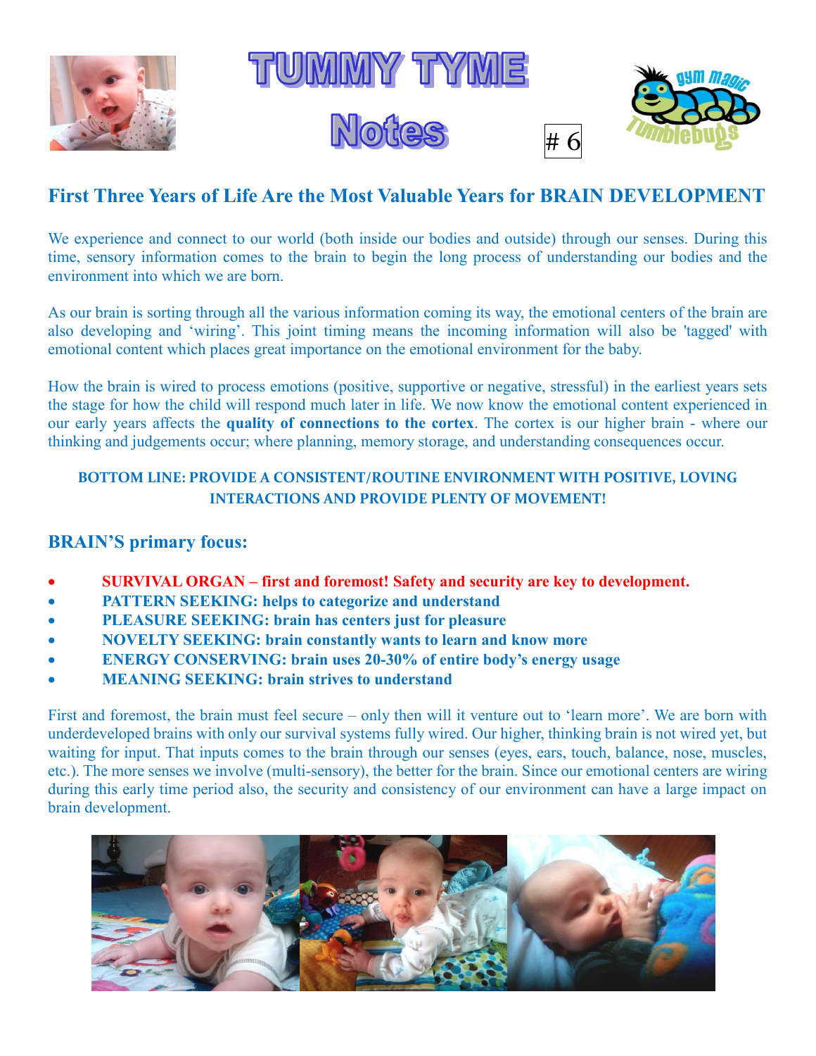# TUMMY TYME Notes

# 6

## First Three Years of Life Are the Most Valuable Years for BRAIN DEVELOPMENT

We experience and connect to our world (both inside our bodies and outside) through our senses. During this time, sensory information comes to the brain to begin the long process of understanding our bodies and the environment into which we are born.

As our brain is sorting through all the various information coming its way, the emotional centers of the brain are also developing and 'wiring'. This joint timing means the incoming information will also be 'tagged' with emotional content which places great importance on the emotional environment for the baby.

How the brain is wired to process emotions (positive, supportive or negative, stressful) in the earliest years sets the stage for how the child will respond much later in life. We now know the emotional content experienced in our early years affects the **quality of connections to the cortex**. The cortex is our higher brain - where our thinking and judgements occur; where planning, memory storage, and understanding consequences occur.

**BOTTOM LINE: PROVIDE A CONSISTENT/ROUTINE ENVIRONMENT WITH POSITIVE, LOVING INTERACTIONS AND PROVIDE PLENTY OF MOVEMENT!**

## BRAIN'S primary focus:

- **SURVIVAL ORGAN – first and foremost! Safety and security are key to development.**
- **PATTERN SEEKING: helps to categorize and understand**
- **PLEASURE SEEKING: brain has centers just for pleasure**
- **NOVELTY SEEKING: brain constantly wants to learn and know more**
- **ENERGY CONSERVING: brain uses 20-30% of entire body's energy usage**
- **MEANING SEEKING: brain strives to understand**

First and foremost, the brain must feel secure – only then will it venture out to 'learn more'. We are born with underdeveloped brains with only our survival systems fully wired. Our higher, thinking brain is not wired yet, but waiting for input. That inputs comes to the brain through our senses (eyes, ears, touch, balance, nose, muscles, etc.). The more senses we involve (multi-sensory), the better for the brain. Since our emotional centers are wiring during this early time period also, the security and consistency of our environment can have a large impact on brain development.